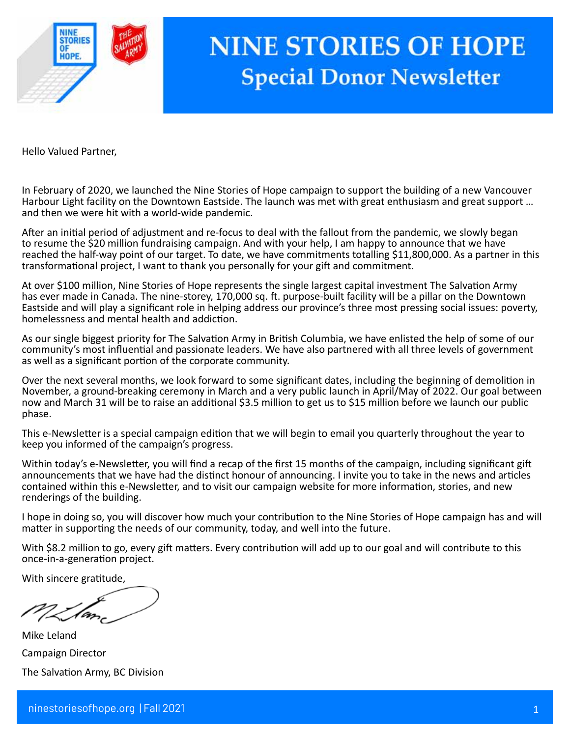# NINE STORIES OF HOPE

## Special Donor Newsletter

Hello Valued Partner,

In February of 2020, we launched the Nine Stories of Hope campaign to support the building of a new Vancouver Harbour Light facility on the Downtown Eastside. The launch was met with great enthusiasm and great support … and then we were hit with a world-wide pandemic.

After an initial period of adjustment and re-focus to deal with the fallout from the pandemic, we slowly began to resume the $20 million fundraising campaign. And with your help, I am happy to announce that we have reached the half-way point of our target. To date, we have commitments totalling $11,800,000. As a partner in this transformational project, I want to thank you personally for your gift and commitment.

At over $100 million, Nine Stories of Hope represents the single largest capital investment The Salvation Army has ever made in Canada. The nine-storey, 170,000 sq. ft. purpose-built facility will be a pillar on the Downtown Eastside and will play a significant role in helping address our province's three most pressing social issues: poverty, homelessness and mental health and addiction.

As our single biggest priority for The Salvation Army in British Columbia, we have enlisted the help of some of our community's most influential and passionate leaders. We have also partnered with all three levels of government as well as a significant portion of the corporate community.

Over the next several months, we look forward to some significant dates, including the beginning of demolition in November, a ground-breaking ceremony in March and a very public launch in April/May of 2022. Our goal between now and March 31 will be to raise an additional $3.5 million to get us to $15 million before we launch our public phase.

This e-Newsletter is a special campaign edition that we will begin to email you quarterly throughout the year to keep you informed of the campaign's progress.

Within today's e-Newsletter, you will find a recap of the first 15 months of the campaign, including significant gift announcements that we have had the distinct honour of announcing. I invite you to take in the news and articles contained within this e-Newsletter, and to visit our campaign website for more information, stories, and new renderings of the building.

I hope in doing so, you will discover how much your contribution to the Nine Stories of Hope campaign has and will matter in supporting the needs of our community, today, and well into the future.

With $8.2 million to go, every gift matters. Every contribution will add up to our goal and will contribute to this once-in-a-generation project.

With sincere gratitude,

Mike Leland

Campaign Director

The Salvation Army, BC Division

ninestoriesofhope.org | Fall 2021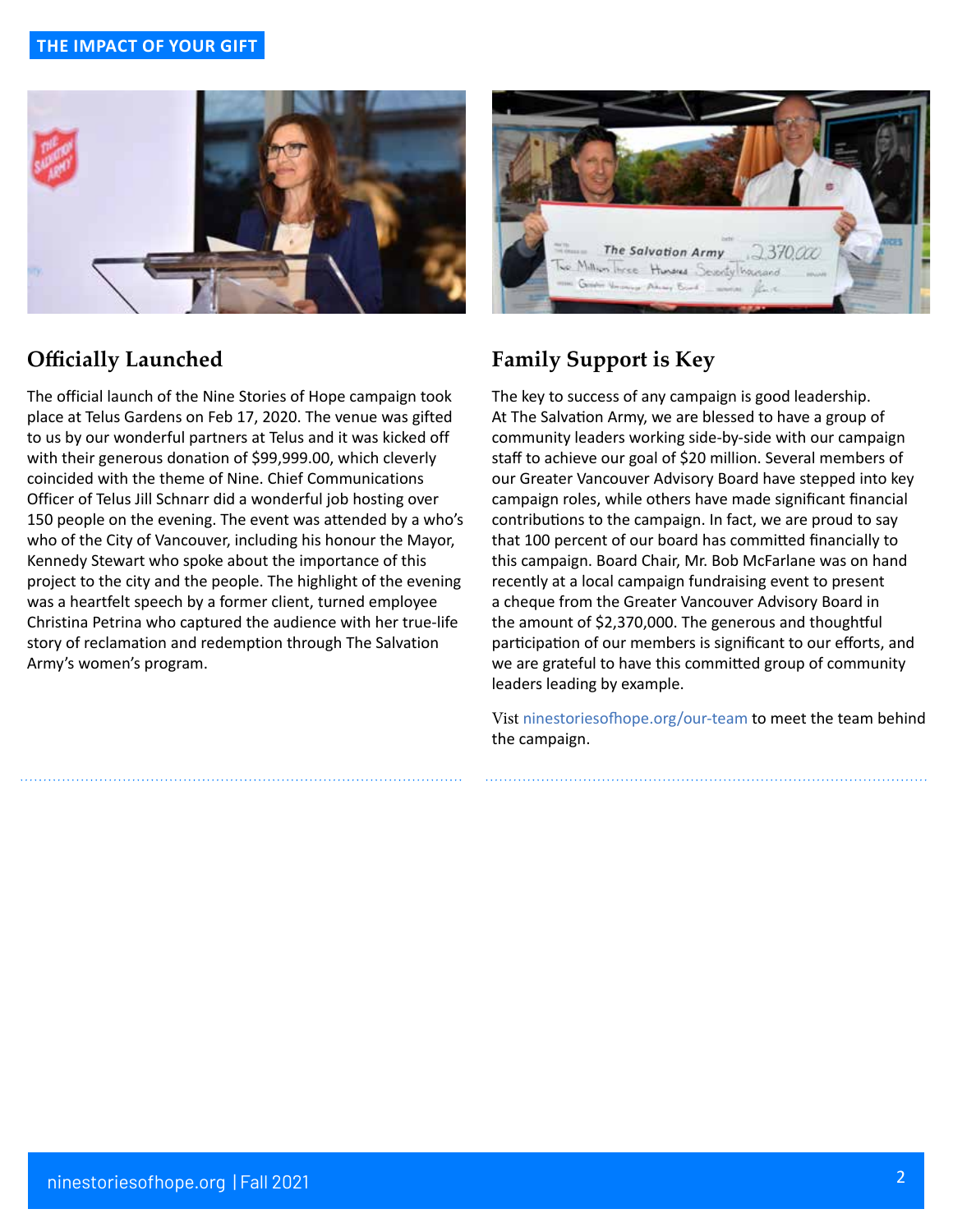THE IMPACT OF YOUR GIFT

## Officially Launched

The official launch of the Nine Stories of Hope campaign took place at Telus Gardens on Feb 17, 2020. The venue was gifted to us by our wonderful partners at Telus and it was kicked off with their generous donation of $99,999.00, which cleverly coincided with the theme of Nine. Chief Communications Officer of Telus Jill Schnarr did a wonderful job hosting over 150 people on the evening. The event was attended by a who's who of the City of Vancouver, including his honour the Mayor, Kennedy Stewart who spoke about the importance of this project to the city and the people. The highlight of the evening was a heartfelt speech by a former client, turned employee Christina Petrina who captured the audience with her true-life story of reclamation and redemption through The Salvation Army's women's program.

## Family Support is Key

The key to success of any campaign is good leadership. At The Salvation Army, we are blessed to have a group of community leaders working side-by-side with our campaign staff to achieve our goal of $20 million. Several members of our Greater Vancouver Advisory Board have stepped into key campaign roles, while others have made significant financial contributions to the campaign. In fact, we are proud to say that 100 percent of our board has committed financially to this campaign. Board Chair, Mr. Bob McFarlane was on hand recently at a local campaign fundraising event to present a cheque from the Greater Vancouver Advisory Board in the amount of $2,370,000. The generous and thoughtful participation of our members is significant to our efforts, and we are grateful to have this committed group of community leaders leading by example.

Vist ninestoriesofhope.org/our-team to meet the team behind the campaign.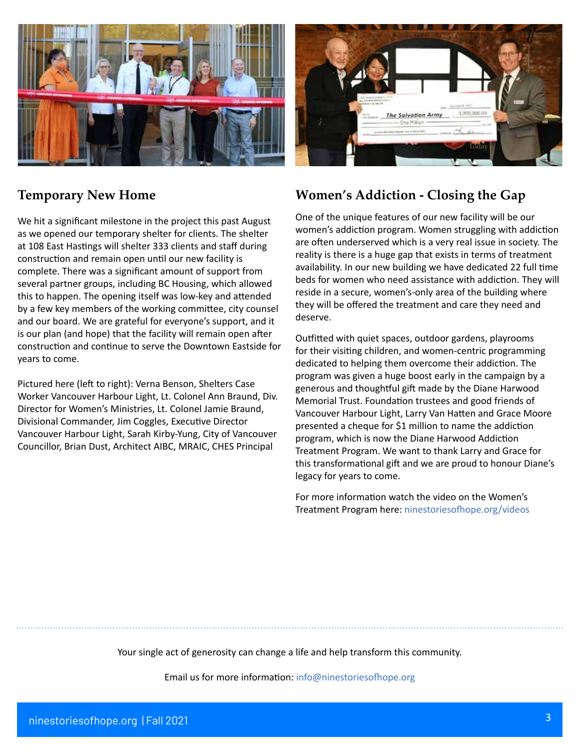## Temporary New Home

We hit a significant milestone in the project this past August as we opened our temporary shelter for clients. The shelter at 108 East Hastings will shelter 333 clients and staff during construction and remain open until our new facility is complete. There was a significant amount of support from several partner groups, including BC Housing, which allowed this to happen. The opening itself was low-key and attended by a few key members of the working committee, city counsel and our board. We are grateful for everyone's support, and it is our plan (and hope) that the facility will remain open after construction and continue to serve the Downtown Eastside for years to come.

Pictured here (left to right): Verna Benson, Shelters Case Worker Vancouver Harbour Light, Lt. Colonel Ann Braund, Div. Director for Women's Ministries, Lt. Colonel Jamie Braund, Divisional Commander, Jim Coggles, Executive Director Vancouver Harbour Light, Sarah Kirby-Yung, City of Vancouver Councillor, Brian Dust, Architect AIBC, MRAIC, CHES Principal

## Women's Addiction - Closing the Gap

One of the unique features of our new facility will be our women's addiction program. Women struggling with addiction are often underserved which is a very real issue in society. The reality is there is a huge gap that exists in terms of treatment availability. In our new building we have dedicated 22 full time beds for women who need assistance with addiction. They will reside in a secure, women's-only area of the building where they will be offered the treatment and care they need and deserve.

Outfitted with quiet spaces, outdoor gardens, playrooms for their visiting children, and women-centric programming dedicated to helping them overcome their addiction. The program was given a huge boost early in the campaign by a generous and thoughtful gift made by the Diane Harwood Memorial Trust. Foundation trustees and good friends of Vancouver Harbour Light, Larry Van Hatten and Grace Moore presented a cheque for $1 million to name the addiction program, which is now the Diane Harwood Addiction Treatment Program. We want to thank Larry and Grace for this transformational gift and we are proud to honour Diane's legacy for years to come.

For more information watch the video on the Women's Treatment Program here: ninestoriesofhope.org/videos

---

Your single act of generosity can change a life and help transform this community.

Email us for more information: info@ninestoriesofhope.org